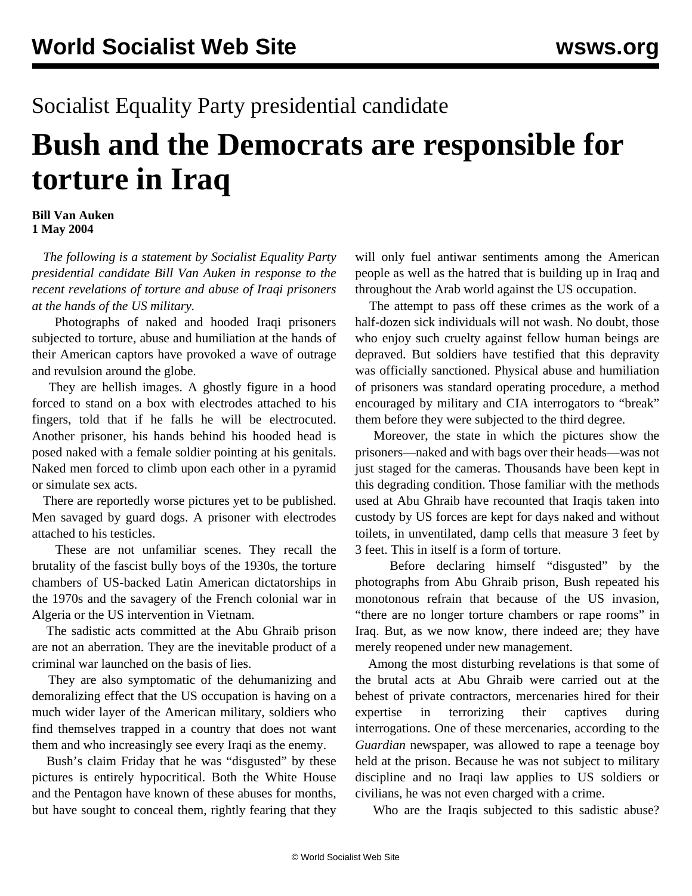# Socialist Equality Party presidential candidate

# Bush and the Democrats are responsible for torture in Iraq

**Bill Van Auken**
**1 May 2004**

*The following is a statement by Socialist Equality Party presidential candidate Bill Van Auken in response to the recent revelations of torture and abuse of Iraqi prisoners at the hands of the US military.*

Photographs of naked and hooded Iraqi prisoners subjected to torture, abuse and humiliation at the hands of their American captors have provoked a wave of outrage and revulsion around the globe.

They are hellish images. A ghostly figure in a hood forced to stand on a box with electrodes attached to his fingers, told that if he falls he will be electrocuted. Another prisoner, his hands behind his hooded head is posed naked with a female soldier pointing at his genitals. Naked men forced to climb upon each other in a pyramid or simulate sex acts.

There are reportedly worse pictures yet to be published. Men savaged by guard dogs. A prisoner with electrodes attached to his testicles.

These are not unfamiliar scenes. They recall the brutality of the fascist bully boys of the 1930s, the torture chambers of US-backed Latin American dictatorships in the 1970s and the savagery of the French colonial war in Algeria or the US intervention in Vietnam.

The sadistic acts committed at the Abu Ghraib prison are not an aberration. They are the inevitable product of a criminal war launched on the basis of lies.

They are also symptomatic of the dehumanizing and demoralizing effect that the US occupation is having on a much wider layer of the American military, soldiers who find themselves trapped in a country that does not want them and who increasingly see every Iraqi as the enemy.

Bush's claim Friday that he was "disgusted" by these pictures is entirely hypocritical. Both the White House and the Pentagon have known of these abuses for months, but have sought to conceal them, rightly fearing that they will only fuel antiwar sentiments among the American people as well as the hatred that is building up in Iraq and throughout the Arab world against the US occupation.

The attempt to pass off these crimes as the work of a half-dozen sick individuals will not wash. No doubt, those who enjoy such cruelty against fellow human beings are depraved. But soldiers have testified that this depravity was officially sanctioned. Physical abuse and humiliation of prisoners was standard operating procedure, a method encouraged by military and CIA interrogators to "break" them before they were subjected to the third degree.

Moreover, the state in which the pictures show the prisoners—naked and with bags over their heads—was not just staged for the cameras. Thousands have been kept in this degrading condition. Those familiar with the methods used at Abu Ghraib have recounted that Iraqis taken into custody by US forces are kept for days naked and without toilets, in unventilated, damp cells that measure 3 feet by 3 feet. This in itself is a form of torture.

Before declaring himself "disgusted" by the photographs from Abu Ghraib prison, Bush repeated his monotonous refrain that because of the US invasion, "there are no longer torture chambers or rape rooms" in Iraq. But, as we now know, there indeed are; they have merely reopened under new management.

Among the most disturbing revelations is that some of the brutal acts at Abu Ghraib were carried out at the behest of private contractors, mercenaries hired for their expertise in terrorizing their captives during interrogations. One of these mercenaries, according to the *Guardian* newspaper, was allowed to rape a teenage boy held at the prison. Because he was not subject to military discipline and no Iraqi law applies to US soldiers or civilians, he was not even charged with a crime.

Who are the Iraqis subjected to this sadistic abuse?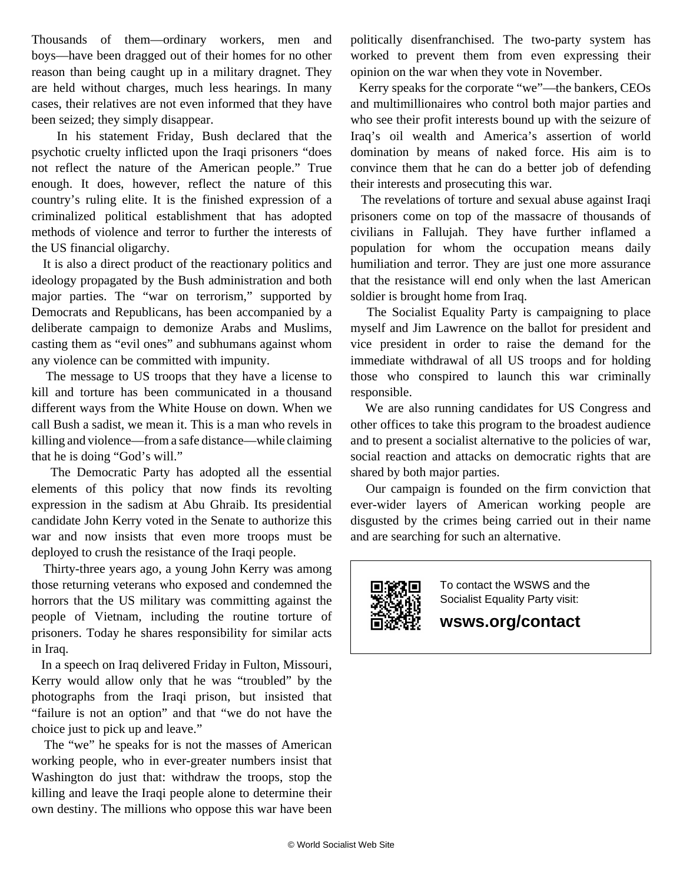Thousands of them—ordinary workers, men and boys—have been dragged out of their homes for no other reason than being caught up in a military dragnet. They are held without charges, much less hearings. In many cases, their relatives are not even informed that they have been seized; they simply disappear.

In his statement Friday, Bush declared that the psychotic cruelty inflicted upon the Iraqi prisoners "does not reflect the nature of the American people." True enough. It does, however, reflect the nature of this country's ruling elite. It is the finished expression of a criminalized political establishment that has adopted methods of violence and terror to further the interests of the US financial oligarchy.

It is also a direct product of the reactionary politics and ideology propagated by the Bush administration and both major parties. The "war on terrorism," supported by Democrats and Republicans, has been accompanied by a deliberate campaign to demonize Arabs and Muslims, casting them as "evil ones" and subhumans against whom any violence can be committed with impunity.

The message to US troops that they have a license to kill and torture has been communicated in a thousand different ways from the White House on down. When we call Bush a sadist, we mean it. This is a man who revels in killing and violence—from a safe distance—while claiming that he is doing "God's will."

The Democratic Party has adopted all the essential elements of this policy that now finds its revolting expression in the sadism at Abu Ghraib. Its presidential candidate John Kerry voted in the Senate to authorize this war and now insists that even more troops must be deployed to crush the resistance of the Iraqi people.

Thirty-three years ago, a young John Kerry was among those returning veterans who exposed and condemned the horrors that the US military was committing against the people of Vietnam, including the routine torture of prisoners. Today he shares responsibility for similar acts in Iraq.

In a speech on Iraq delivered Friday in Fulton, Missouri, Kerry would allow only that he was "troubled" by the photographs from the Iraqi prison, but insisted that "failure is not an option" and that "we do not have the choice just to pick up and leave."

The "we" he speaks for is not the masses of American working people, who in ever-greater numbers insist that Washington do just that: withdraw the troops, stop the killing and leave the Iraqi people alone to determine their own destiny. The millions who oppose this war have been politically disenfranchised. The two-party system has worked to prevent them from even expressing their opinion on the war when they vote in November.

Kerry speaks for the corporate "we"—the bankers, CEOs and multimillionaires who control both major parties and who see their profit interests bound up with the seizure of Iraq's oil wealth and America's assertion of world domination by means of naked force. His aim is to convince them that he can do a better job of defending their interests and prosecuting this war.

The revelations of torture and sexual abuse against Iraqi prisoners come on top of the massacre of thousands of civilians in Fallujah. They have further inflamed a population for whom the occupation means daily humiliation and terror. They are just one more assurance that the resistance will end only when the last American soldier is brought home from Iraq.

The Socialist Equality Party is campaigning to place myself and Jim Lawrence on the ballot for president and vice president in order to raise the demand for the immediate withdrawal of all US troops and for holding those who conspired to launch this war criminally responsible.

We are also running candidates for US Congress and other offices to take this program to the broadest audience and to present a socialist alternative to the policies of war, social reaction and attacks on democratic rights that are shared by both major parties.

Our campaign is founded on the firm conviction that ever-wider layers of American working people are disgusted by the crimes being carried out in their name and are searching for such an alternative.

To contact the WSWS and the Socialist Equality Party visit:

**wsws.org/contact**